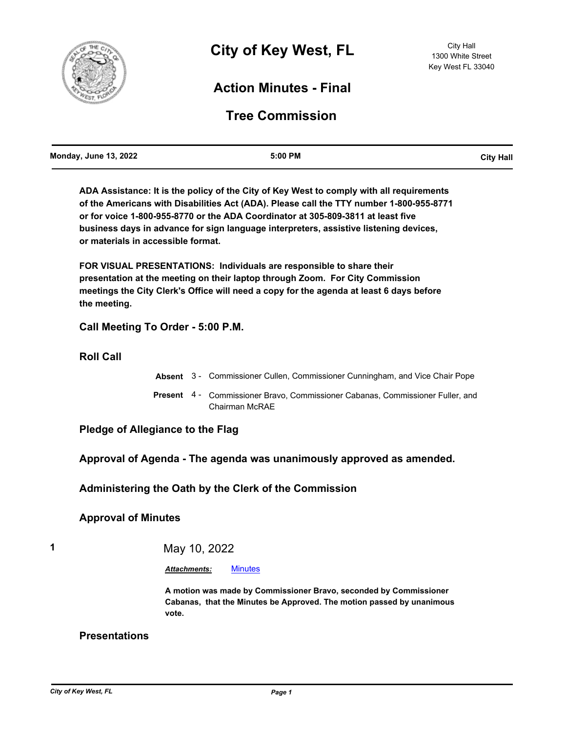# City of Key West, FL

City Hall
1300 White Street
Key West FL 33040

## Action Minutes - Final

## Tree Commission

**Monday, June 13, 2022** | **5:00 PM** | **City Hall**

**ADA Assistance: It is the policy of the City of Key West to comply with all requirements of the Americans with Disabilities Act (ADA). Please call the TTY number 1-800-955-8771 or for voice 1-800-955-8770 or the ADA Coordinator at 305-809-3811 at least five business days in advance for sign language interpreters, assistive listening devices, or materials in accessible format.**

**FOR VISUAL PRESENTATIONS: Individuals are responsible to share their presentation at the meeting on their laptop through Zoom. For City Commission meetings the City Clerk's Office will need a copy for the agenda at least 6 days before the meeting.**

### Call Meeting To Order - 5:00 P.M.

### Roll Call

**Absent** 3 - Commissioner Cullen, Commissioner Cunningham, and Vice Chair Pope

**Present** 4 - Commissioner Bravo, Commissioner Cabanas, Commissioner Fuller, and Chairman McRAE

### Pledge of Allegiance to the Flag

### Approval of Agenda - The agenda was unanimously approved as amended.

### Administering the Oath by the Clerk of the Commission

### Approval of Minutes

**1** May 10, 2022

***Attachments:*** Minutes

**A motion was made by Commissioner Bravo, seconded by Commissioner Cabanas, that the Minutes be Approved. The motion passed by unanimous vote.**

### Presentations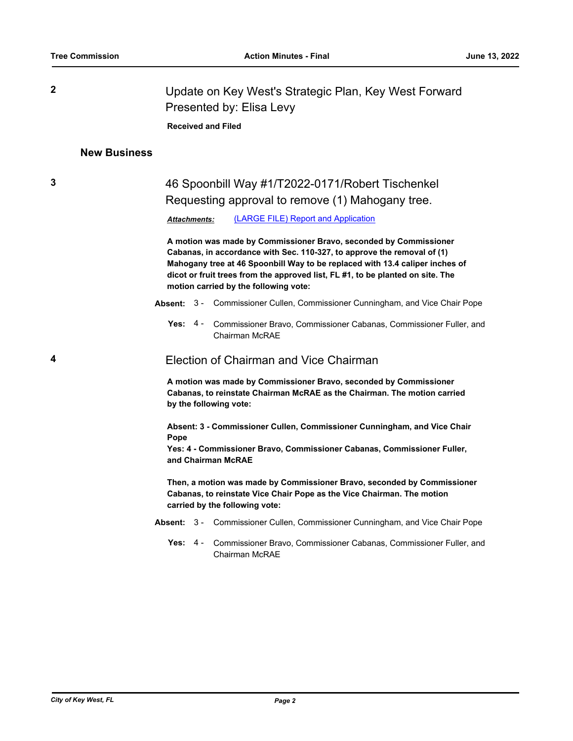**2** Update on Key West's Strategic Plan, Key West Forward
Presented by: Elisa Levy

**Received and Filed**

## New Business

**3** 46 Spoonbill Way #1/T2022-0171/Robert Tischenkel
Requesting approval to remove (1) Mahogany tree.

***Attachments:*** (LARGE FILE) Report and Application

**A motion was made by Commissioner Bravo, seconded by Commissioner Cabanas, in accordance with Sec. 110-327, to approve the removal of (1) Mahogany tree at 46 Spoonbill Way to be replaced with 13.4 caliper inches of dicot or fruit trees from the approved list, FL #1, to be planted on site. The motion carried by the following vote:**

**Absent:** 3 - Commissioner Cullen, Commissioner Cunningham, and Vice Chair Pope

**Yes:** 4 - Commissioner Bravo, Commissioner Cabanas, Commissioner Fuller, and Chairman McRAE

**4** Election of Chairman and Vice Chairman

**A motion was made by Commissioner Bravo, seconded by Commissioner Cabanas, to reinstate Chairman McRAE as the Chairman. The motion carried by the following vote:**

**Absent: 3 - Commissioner Cullen, Commissioner Cunningham, and Vice Chair Pope**
**Yes: 4 - Commissioner Bravo, Commissioner Cabanas, Commissioner Fuller, and Chairman McRAE**

**Then, a motion was made by Commissioner Bravo, seconded by Commissioner Cabanas, to reinstate Vice Chair Pope as the Vice Chairman. The motion carried by the following vote:**

**Absent:** 3 - Commissioner Cullen, Commissioner Cunningham, and Vice Chair Pope

**Yes:** 4 - Commissioner Bravo, Commissioner Cabanas, Commissioner Fuller, and Chairman McRAE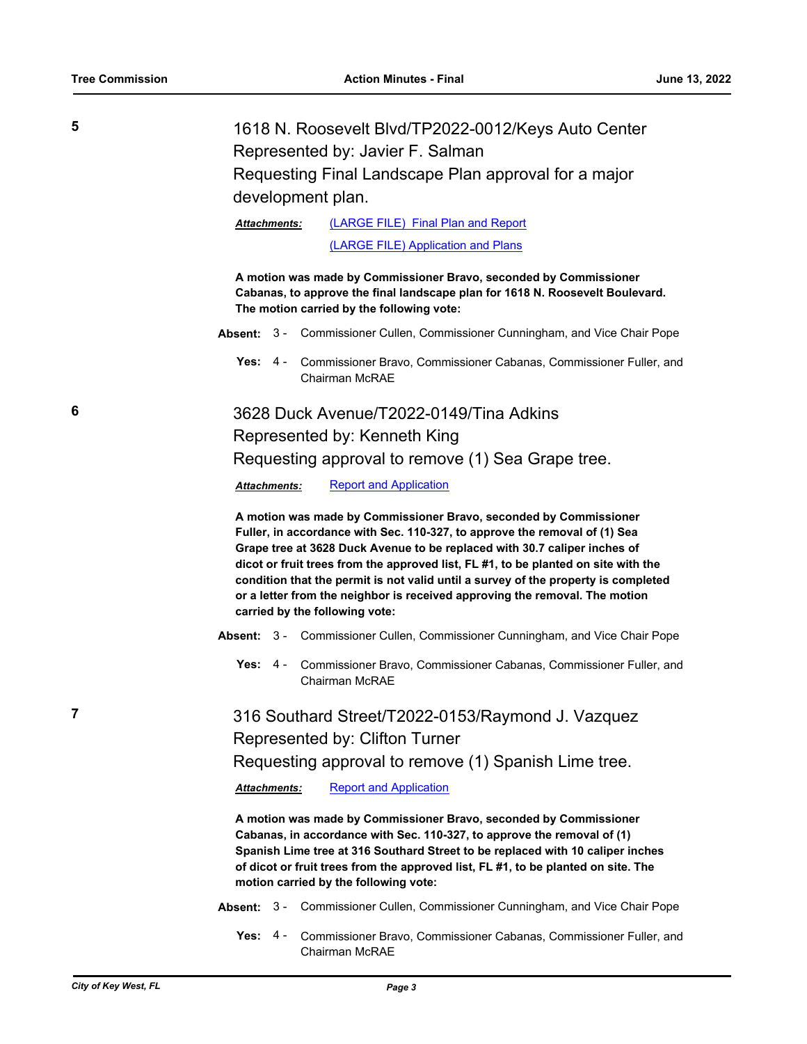**5**

1618 N. Roosevelt Blvd/TP2022-0012/Keys Auto Center
Represented by: Javier F. Salman
Requesting Final Landscape Plan approval for a major development plan.

***Attachments:*** (LARGE FILE) Final Plan and Report
(LARGE FILE) Application and Plans

**A motion was made by Commissioner Bravo, seconded by Commissioner Cabanas, to approve the final landscape plan for 1618 N. Roosevelt Boulevard. The motion carried by the following vote:**

**Absent:** 3 - Commissioner Cullen, Commissioner Cunningham, and Vice Chair Pope

**Yes:** 4 - Commissioner Bravo, Commissioner Cabanas, Commissioner Fuller, and Chairman McRAE

**6**

3628 Duck Avenue/T2022-0149/Tina Adkins
Represented by: Kenneth King
Requesting approval to remove (1) Sea Grape tree.

***Attachments:*** Report and Application

**A motion was made by Commissioner Bravo, seconded by Commissioner Fuller, in accordance with Sec. 110-327, to approve the removal of (1) Sea Grape tree at 3628 Duck Avenue to be replaced with 30.7 caliper inches of dicot or fruit trees from the approved list, FL #1, to be planted on site with the condition that the permit is not valid until a survey of the property is completed or a letter from the neighbor is received approving the removal. The motion carried by the following vote:**

**Absent:** 3 - Commissioner Cullen, Commissioner Cunningham, and Vice Chair Pope

**Yes:** 4 - Commissioner Bravo, Commissioner Cabanas, Commissioner Fuller, and Chairman McRAE

**7**

316 Southard Street/T2022-0153/Raymond J. Vazquez
Represented by: Clifton Turner
Requesting approval to remove (1) Spanish Lime tree.

***Attachments:*** Report and Application

**A motion was made by Commissioner Bravo, seconded by Commissioner Cabanas, in accordance with Sec. 110-327, to approve the removal of (1) Spanish Lime tree at 316 Southard Street to be replaced with 10 caliper inches of dicot or fruit trees from the approved list, FL #1, to be planted on site. The motion carried by the following vote:**

**Absent:** 3 - Commissioner Cullen, Commissioner Cunningham, and Vice Chair Pope

**Yes:** 4 - Commissioner Bravo, Commissioner Cabanas, Commissioner Fuller, and Chairman McRAE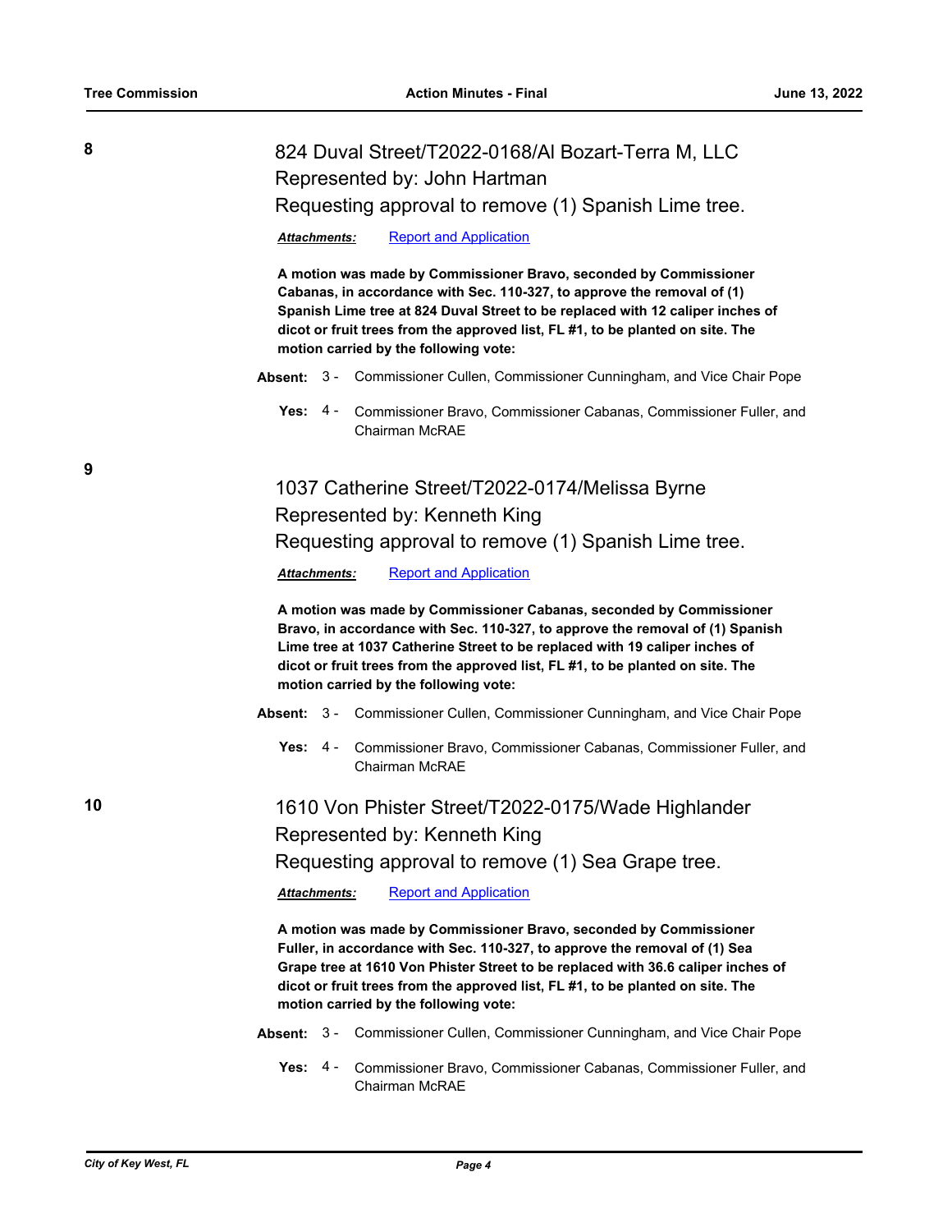**8**

824 Duval Street/T2022-0168/Al Bozart-Terra M, LLC
Represented by: John Hartman
Requesting approval to remove (1) Spanish Lime tree.

***Attachments:*** Report and Application

**A motion was made by Commissioner Bravo, seconded by Commissioner Cabanas, in accordance with Sec. 110-327, to approve the removal of (1) Spanish Lime tree at 824 Duval Street to be replaced with 12 caliper inches of dicot or fruit trees from the approved list, FL #1, to be planted on site. The motion carried by the following vote:**

**Absent:** 3 - Commissioner Cullen, Commissioner Cunningham, and Vice Chair Pope

**Yes:** 4 - Commissioner Bravo, Commissioner Cabanas, Commissioner Fuller, and Chairman McRAE

**9**

1037 Catherine Street/T2022-0174/Melissa Byrne
Represented by: Kenneth King
Requesting approval to remove (1) Spanish Lime tree.

***Attachments:*** Report and Application

**A motion was made by Commissioner Cabanas, seconded by Commissioner Bravo, in accordance with Sec. 110-327, to approve the removal of (1) Spanish Lime tree at 1037 Catherine Street to be replaced with 19 caliper inches of dicot or fruit trees from the approved list, FL #1, to be planted on site. The motion carried by the following vote:**

**Absent:** 3 - Commissioner Cullen, Commissioner Cunningham, and Vice Chair Pope

**Yes:** 4 - Commissioner Bravo, Commissioner Cabanas, Commissioner Fuller, and Chairman McRAE

**10**

1610 Von Phister Street/T2022-0175/Wade Highlander
Represented by: Kenneth King
Requesting approval to remove (1) Sea Grape tree.

***Attachments:*** Report and Application

**A motion was made by Commissioner Bravo, seconded by Commissioner Fuller, in accordance with Sec. 110-327, to approve the removal of (1) Sea Grape tree at 1610 Von Phister Street to be replaced with 36.6 caliper inches of dicot or fruit trees from the approved list, FL #1, to be planted on site. The motion carried by the following vote:**

**Absent:** 3 - Commissioner Cullen, Commissioner Cunningham, and Vice Chair Pope

**Yes:** 4 - Commissioner Bravo, Commissioner Cabanas, Commissioner Fuller, and Chairman McRAE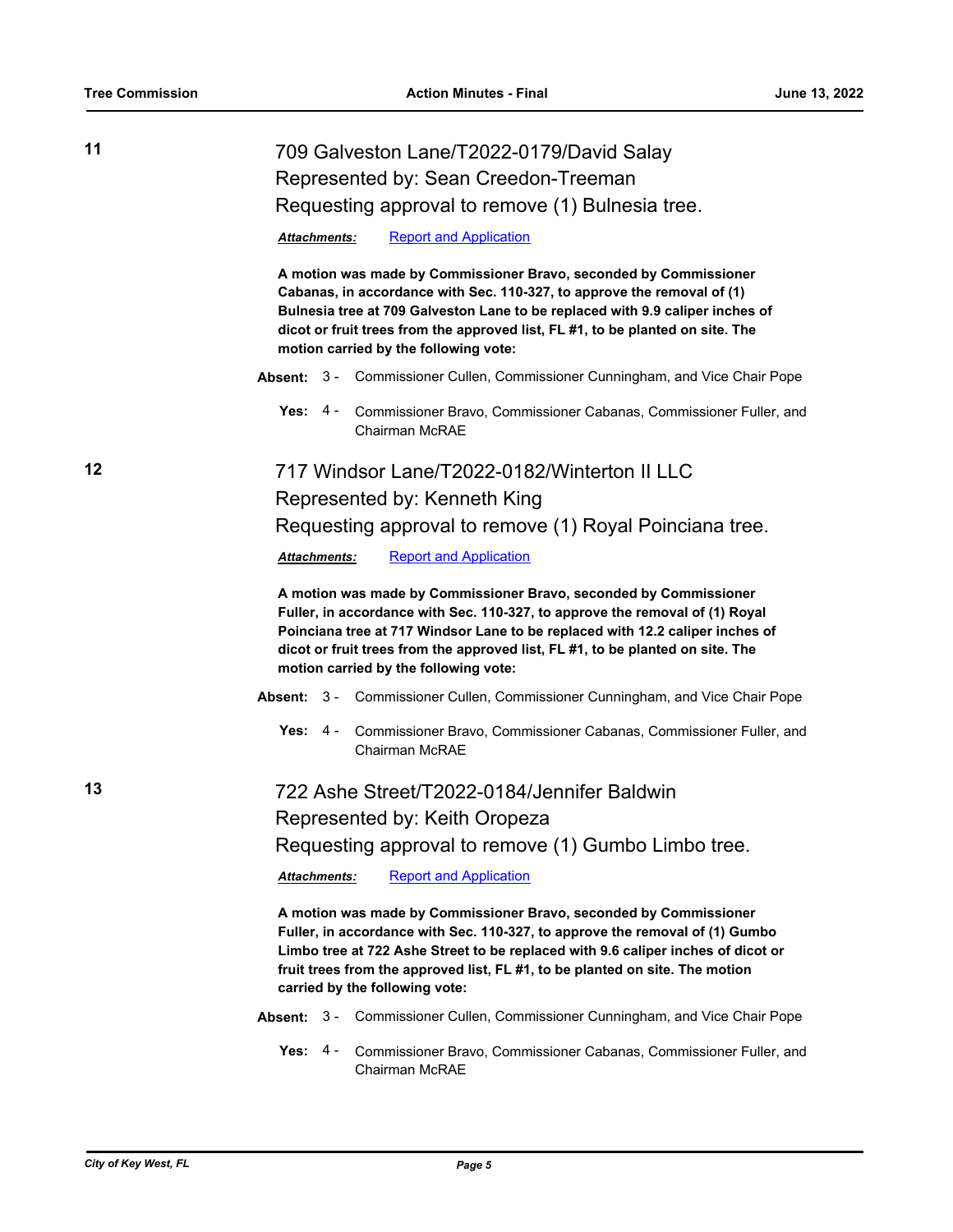**11**

709 Galveston Lane/T2022-0179/David Salay
Represented by: Sean Creedon-Treeman
Requesting approval to remove (1) Bulnesia tree.

***Attachments:*** Report and Application

**A motion was made by Commissioner Bravo, seconded by Commissioner Cabanas, in accordance with Sec. 110-327, to approve the removal of (1) Bulnesia tree at 709 Galveston Lane to be replaced with 9.9 caliper inches of dicot or fruit trees from the approved list, FL #1, to be planted on site. The motion carried by the following vote:**

**Absent:** 3 - Commissioner Cullen, Commissioner Cunningham, and Vice Chair Pope

**Yes:** 4 - Commissioner Bravo, Commissioner Cabanas, Commissioner Fuller, and Chairman McRAE

**12**

717 Windsor Lane/T2022-0182/Winterton II LLC
Represented by: Kenneth King
Requesting approval to remove (1) Royal Poinciana tree.

***Attachments:*** Report and Application

**A motion was made by Commissioner Bravo, seconded by Commissioner Fuller, in accordance with Sec. 110-327, to approve the removal of (1) Royal Poinciana tree at 717 Windsor Lane to be replaced with 12.2 caliper inches of dicot or fruit trees from the approved list, FL #1, to be planted on site. The motion carried by the following vote:**

**Absent:** 3 - Commissioner Cullen, Commissioner Cunningham, and Vice Chair Pope

**Yes:** 4 - Commissioner Bravo, Commissioner Cabanas, Commissioner Fuller, and Chairman McRAE

**13**

722 Ashe Street/T2022-0184/Jennifer Baldwin
Represented by: Keith Oropeza
Requesting approval to remove (1) Gumbo Limbo tree.

***Attachments:*** Report and Application

**A motion was made by Commissioner Bravo, seconded by Commissioner Fuller, in accordance with Sec. 110-327, to approve the removal of (1) Gumbo Limbo tree at 722 Ashe Street to be replaced with 9.6 caliper inches of dicot or fruit trees from the approved list, FL #1, to be planted on site. The motion carried by the following vote:**

**Absent:** 3 - Commissioner Cullen, Commissioner Cunningham, and Vice Chair Pope

**Yes:** 4 - Commissioner Bravo, Commissioner Cabanas, Commissioner Fuller, and Chairman McRAE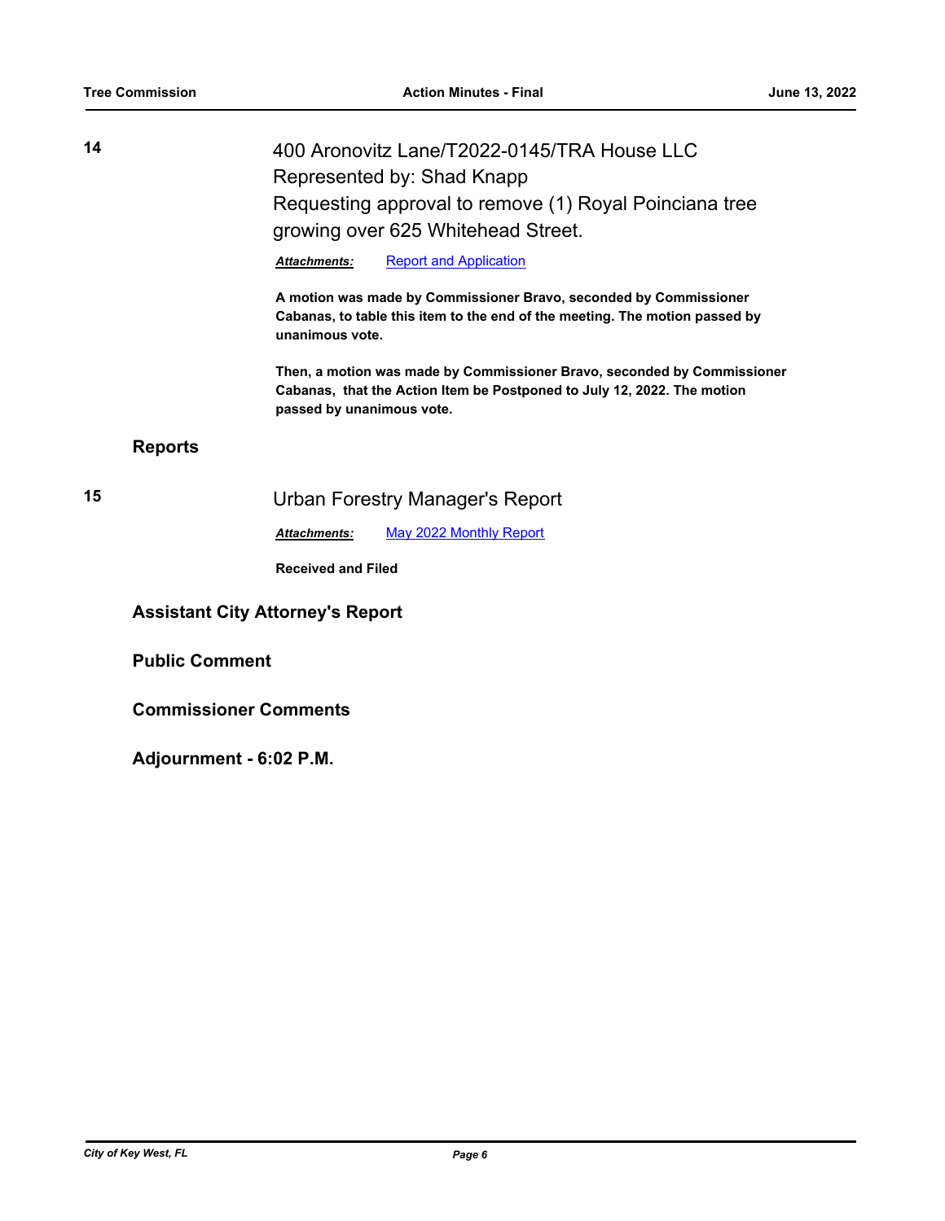**14**

400 Aronovitz Lane/T2022-0145/TRA House LLC
Represented by: Shad Knapp
Requesting approval to remove (1) Royal Poinciana tree growing over 625 Whitehead Street.

***Attachments:*** Report and Application

**A motion was made by Commissioner Bravo, seconded by Commissioner Cabanas, to table this item to the end of the meeting. The motion passed by unanimous vote.**

**Then, a motion was made by Commissioner Bravo, seconded by Commissioner Cabanas, that the Action Item be Postponed to July 12, 2022. The motion passed by unanimous vote.**

## Reports

**15**

Urban Forestry Manager's Report

***Attachments:*** May 2022 Monthly Report

**Received and Filed**

## Assistant City Attorney's Report

## Public Comment

## Commissioner Comments

## Adjournment - 6:02 P.M.